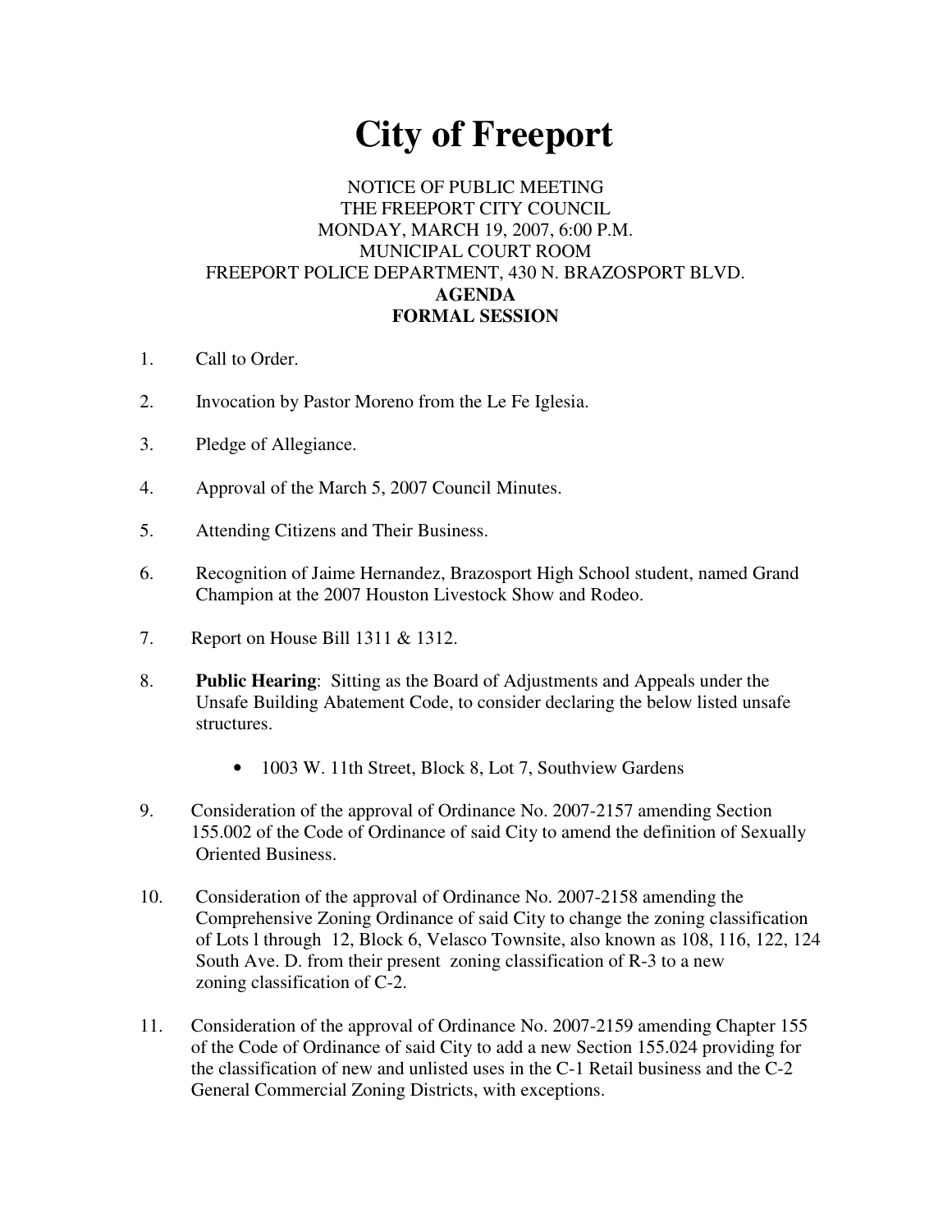# City of Freeport

NOTICE OF PUBLIC MEETING
THE FREEPORT CITY COUNCIL
MONDAY, MARCH 19, 2007, 6:00 P.M.
MUNICIPAL COURT ROOM
FREEPORT POLICE DEPARTMENT, 430 N. BRAZOSPORT BLVD.

**AGENDA**

**FORMAL SESSION**

1. Call to Order.

2. Invocation by Pastor Moreno from the Le Fe Iglesia.

3. Pledge of Allegiance.

4. Approval of the March 5, 2007 Council Minutes.

5. Attending Citizens and Their Business.

6. Recognition of Jaime Hernandez, Brazosport High School student, named Grand Champion at the 2007 Houston Livestock Show and Rodeo.

7. Report on House Bill 1311 & 1312.

8. **Public Hearing**: Sitting as the Board of Adjustments and Appeals under the Unsafe Building Abatement Code, to consider declaring the below listed unsafe structures.

   - 1003 W. 11th Street, Block 8, Lot 7, Southview Gardens

9. Consideration of the approval of Ordinance No. 2007-2157 amending Section 155.002 of the Code of Ordinance of said City to amend the definition of Sexually Oriented Business.

10. Consideration of the approval of Ordinance No. 2007-2158 amending the Comprehensive Zoning Ordinance of said City to change the zoning classification of Lots l through 12, Block 6, Velasco Townsite, also known as 108, 116, 122, 124 South Ave. D. from their present zoning classification of R-3 to a new zoning classification of C-2.

11. Consideration of the approval of Ordinance No. 2007-2159 amending Chapter 155 of the Code of Ordinance of said City to add a new Section 155.024 providing for the classification of new and unlisted uses in the C-1 Retail business and the C-2 General Commercial Zoning Districts, with exceptions.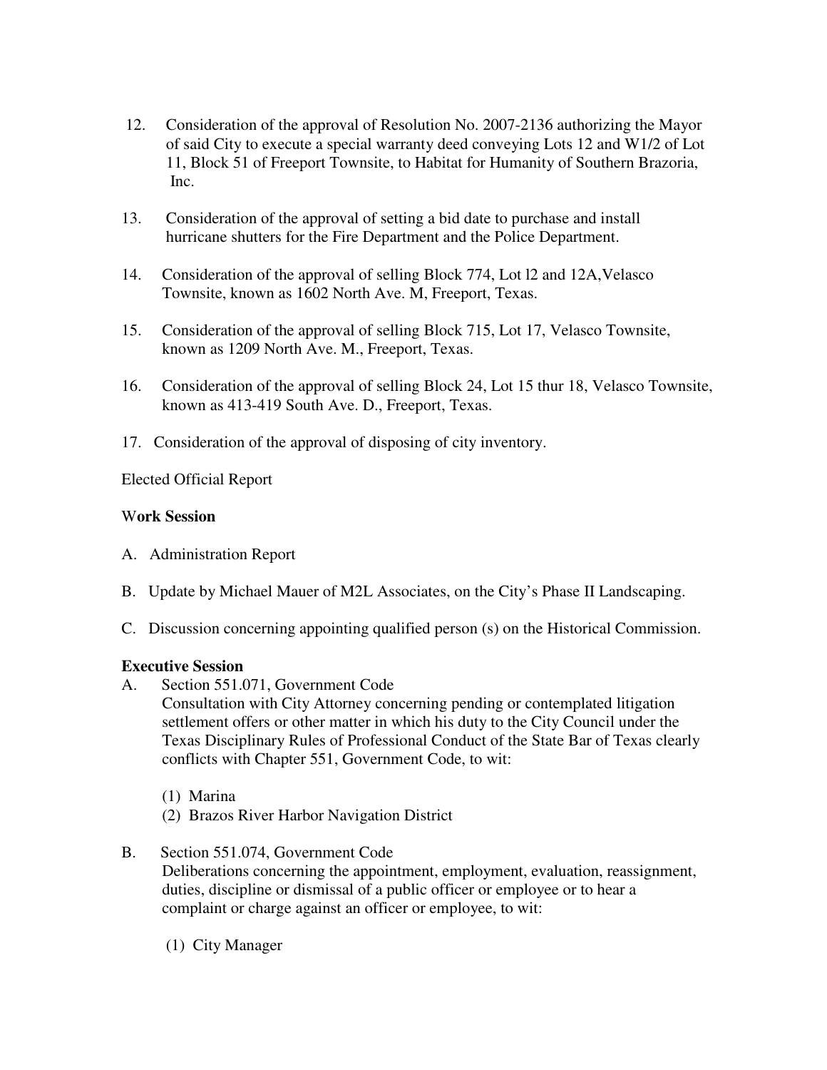12. Consideration of the approval of Resolution No. 2007-2136 authorizing the Mayor of said City to execute a special warranty deed conveying Lots 12 and W1/2 of Lot 11, Block 51 of Freeport Townsite, to Habitat for Humanity of Southern Brazoria, Inc.

13. Consideration of the approval of setting a bid date to purchase and install hurricane shutters for the Fire Department and the Police Department.

14. Consideration of the approval of selling Block 774, Lot l2 and 12A,Velasco Townsite, known as 1602 North Ave. M, Freeport, Texas.

15. Consideration of the approval of selling Block 715, Lot 17, Velasco Townsite, known as 1209 North Ave. M., Freeport, Texas.

16. Consideration of the approval of selling Block 24, Lot 15 thur 18, Velasco Townsite, known as 413-419 South Ave. D., Freeport, Texas.

17. Consideration of the approval of disposing of city inventory.

Elected Official Report

**Work Session**

A. Administration Report

B. Update by Michael Mauer of M2L Associates, on the City's Phase II Landscaping.

C. Discussion concerning appointing qualified person (s) on the Historical Commission.

**Executive Session**

A. Section 551.071, Government Code
Consultation with City Attorney concerning pending or contemplated litigation settlement offers or other matter in which his duty to the City Council under the Texas Disciplinary Rules of Professional Conduct of the State Bar of Texas clearly conflicts with Chapter 551, Government Code, to wit:

   (1) Marina
   (2) Brazos River Harbor Navigation District

B. Section 551.074, Government Code
Deliberations concerning the appointment, employment, evaluation, reassignment, duties, discipline or dismissal of a public officer or employee or to hear a complaint or charge against an officer or employee, to wit:

   (1) City Manager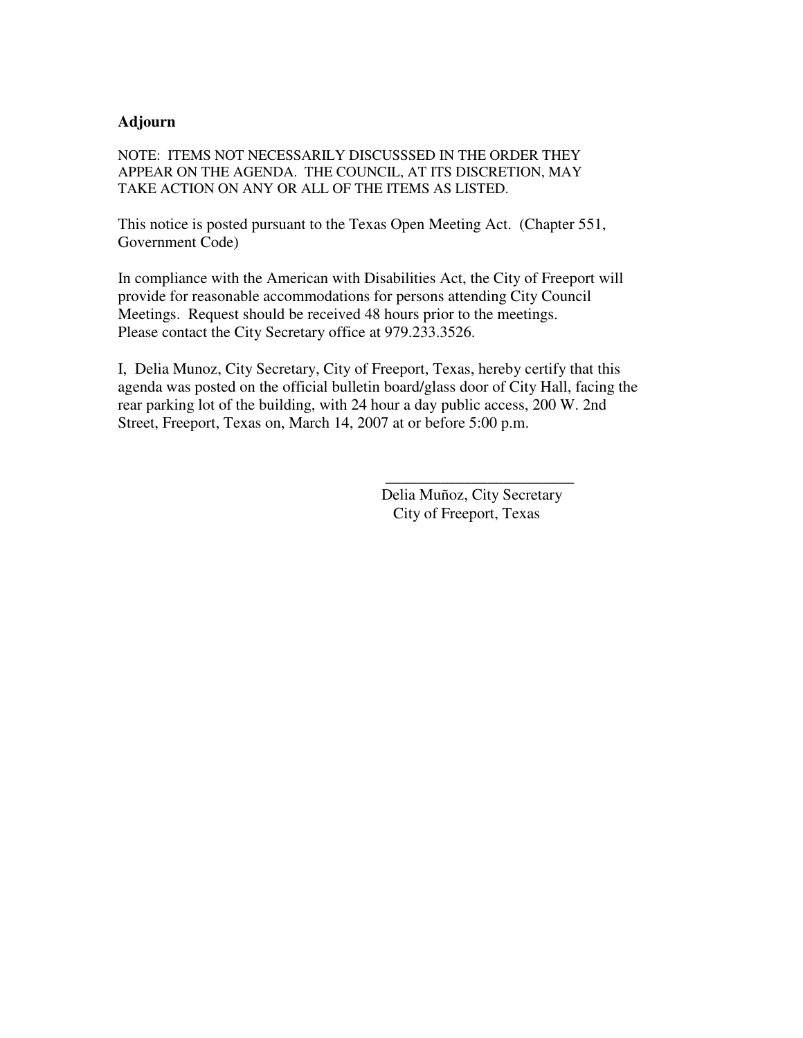**Adjourn**

NOTE: ITEMS NOT NECESSARILY DISCUSSSED IN THE ORDER THEY APPEAR ON THE AGENDA. THE COUNCIL, AT ITS DISCRETION, MAY TAKE ACTION ON ANY OR ALL OF THE ITEMS AS LISTED.

This notice is posted pursuant to the Texas Open Meeting Act. (Chapter 551, Government Code)

In compliance with the American with Disabilities Act, the City of Freeport will provide for reasonable accommodations for persons attending City Council Meetings. Request should be received 48 hours prior to the meetings. Please contact the City Secretary office at 979.233.3526.

I, Delia Munoz, City Secretary, City of Freeport, Texas, hereby certify that this agenda was posted on the official bulletin board/glass door of City Hall, facing the rear parking lot of the building, with 24 hour a day public access, 200 W. 2nd Street, Freeport, Texas on, March 14, 2007 at or before 5:00 p.m.

\_\_\_\_\_\_\_\_\_\_\_\_\_\_\_\_\_\_\_\_\_\_\_\_

Delia Muñoz, City Secretary
City of Freeport, Texas